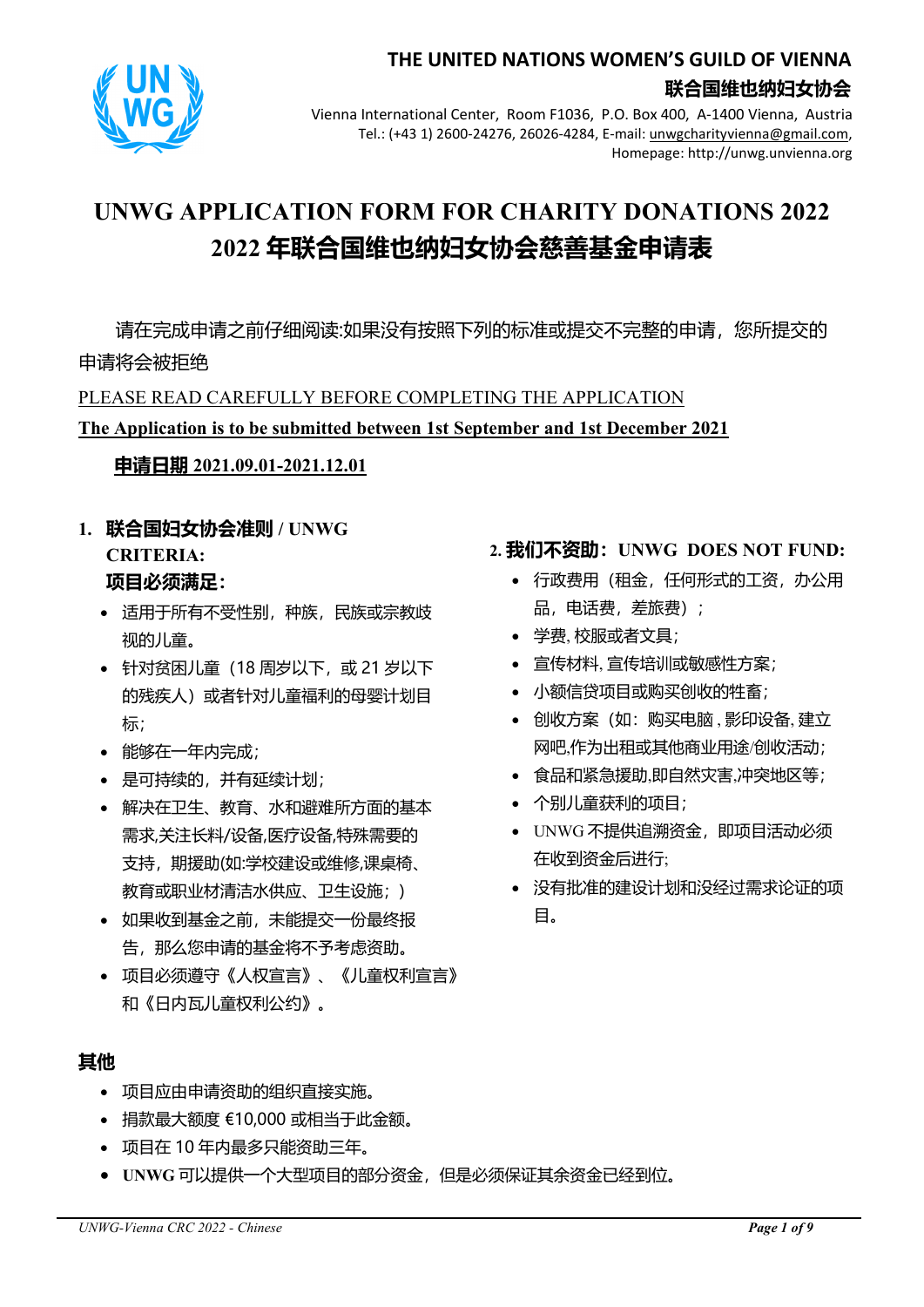**THE UNITED NATIONS WOMEN'S GUILD OF VIENNA**
**联合国维也纳妇女协会**

Vienna International Center, Room F1036, P.O. Box 400, A-1400 Vienna, Austria
Tel.: (+43 1) 2600-24276, 26026-4284, E-mail: unwgcharityvienna@gmail.com,
Homepage: http://unwg.unvienna.org

# UNWG APPLICATION FORM FOR CHARITY DONATIONS 2022
# 2022 年联合国维也纳妇女协会慈善基金申请表

请在完成申请之前仔细阅读:如果没有按照下列的标准或提交不完整的申请，您所提交的申请将会被拒绝

PLEASE READ CAREFULLY BEFORE COMPLETING THE APPLICATION

**The Application is to be submitted between 1st September and 1st December 2021**

**申请日期 2021.09.01-2021.12.01**

## 1. 联合国妇女协会准则 / UNWG CRITERIA:

**项目必须满足:**

- 适用于所有不受性别，种族，民族或宗教歧视的儿童。
- 针对贫困儿童（18 周岁以下，或 21 岁以下的残疾人）或者针对儿童福利的母婴计划目标;
- 能够在一年内完成;
- 是可持续的，并有延续计划;
- 解决在卫生、教育、水和避难所方面的基本需求,关注长料/设备,医疗设备,特殊需要的支持，期援助(如:学校建设或维修,课桌椅、教育或职业材清洁水供应、卫生设施;)
- 如果收到基金之前，未能提交一份最终报告，那么您申请的基金将不予考虑资助。
- 项目必须遵守《人权宣言》、《儿童权利宣言》和《日内瓦儿童权利公约》。

## 2. 我们不资助：UNWG DOES NOT FUND:

- 行政费用（租金，任何形式的工资，办公用品，电话费，差旅费）;
- 学费, 校服或者文具;
- 宣传材料, 宣传培训或敏感性方案;
- 小额信贷项目或购买创收的牲畜;
- 创收方案（如：购买电脑, 影印设备, 建立网吧,作为出租或其他商业用途/创收活动;
- 食品和紧急援助,即自然灾害,冲突地区等;
- 个别儿童获利的项目;
- UNWG 不提供追溯资金，即项目活动必须在收到资金后进行;
- 没有批准的建设计划和没经过需求论证的项目。

## 其他

- 项目应由申请资助的组织直接实施。
- 捐款最大额度 €10,000 或相当于此金额。
- 项目在 10 年内最多只能资助三年。
- **UNWG** 可以提供一个大型项目的部分资金，但是必须保证其余资金已经到位。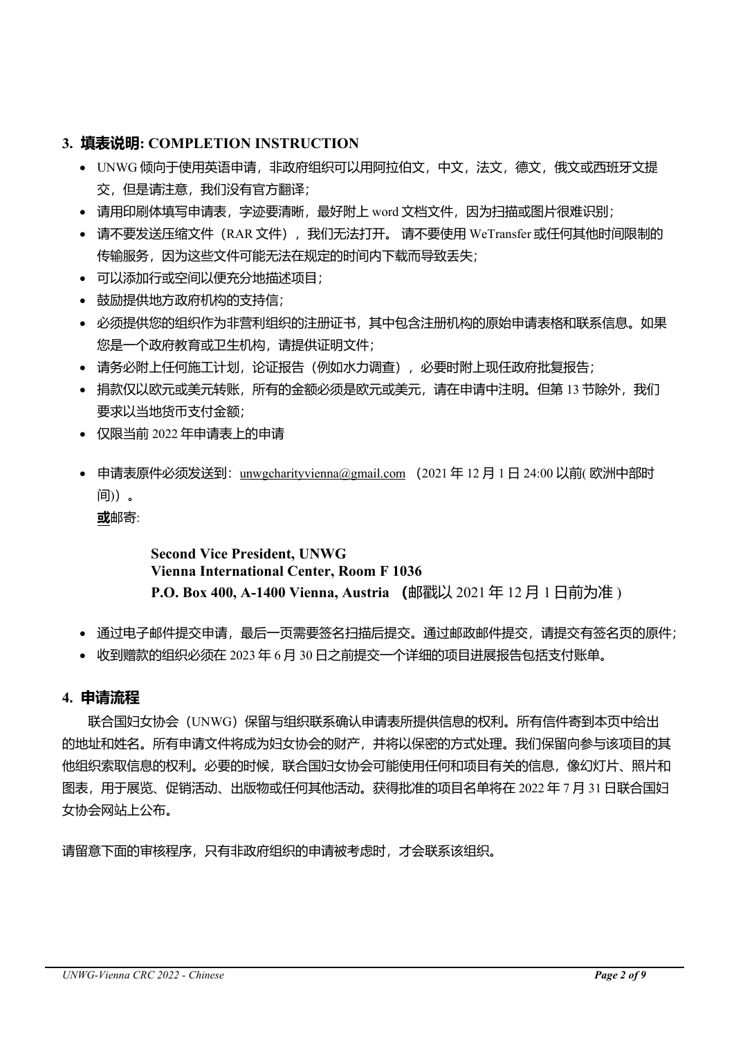## 3. 填表说明: COMPLETION INSTRUCTION

- UNWG 倾向于使用英语申请，非政府组织可以用阿拉伯文，中文，法文，德文，俄文或西班牙文提交，但是请注意，我们没有官方翻译；
- 请用印刷体填写申请表，字迹要清晰，最好附上 word 文档文件，因为扫描或图片很难识别；
- 请不要发送压缩文件（RAR 文件），我们无法打开。 请不要使用 WeTransfer 或任何其他时间限制的传输服务，因为这些文件可能无法在规定的时间内下载而导致丢失；
- 可以添加行或空间以便充分地描述项目；
- 鼓励提供地方政府机构的支持信；
- 必须提供您的组织作为非营利组织的注册证书，其中包含注册机构的原始申请表格和联系信息。如果您是一个政府教育或卫生机构，请提供证明文件；
- 请务必附上任何施工计划，论证报告（例如水力调查），必要时附上现任政府批复报告；
- 捐款仅以欧元或美元转账，所有的金额必须是欧元或美元，请在申请中注明。但第 13 节除外，我们要求以当地货币支付金额；
- 仅限当前 2022 年申请表上的申请
- 申请表原件必须发送到：unwgcharityvienna@gmail.com （2021 年 12 月 1 日 24:00 以前( 欧洲中部时间)）。

  **或**邮寄:

  **Second Vice President, UNWG**
  **Vienna International Center, Room F 1036**
  **P.O. Box 400, A-1400 Vienna, Austria （**邮戳以 2021 年 12 月 1 日前为准 )

- 通过电子邮件提交申请，最后一页需要签名扫描后提交。通过邮政邮件提交，请提交有签名页的原件；
- 收到赠款的组织必须在 2023 年 6 月 30 日之前提交一个详细的项目进展报告包括支付账单。

## 4. 申请流程

联合国妇女协会（UNWG）保留与组织联系确认申请表所提供信息的权利。所有信件寄到本页中给出的地址和姓名。所有申请文件将成为妇女协会的财产，并将以保密的方式处理。我们保留向参与该项目的其他组织索取信息的权利。必要的时候，联合国妇女协会可能使用任何和项目有关的信息，像幻灯片、照片和图表，用于展览、促销活动、出版物或任何其他活动。获得批准的项目名单将在 2022 年 7 月 31 日联合国妇女协会网站上公布。

请留意下面的审核程序，只有非政府组织的申请被考虑时，才会联系该组织。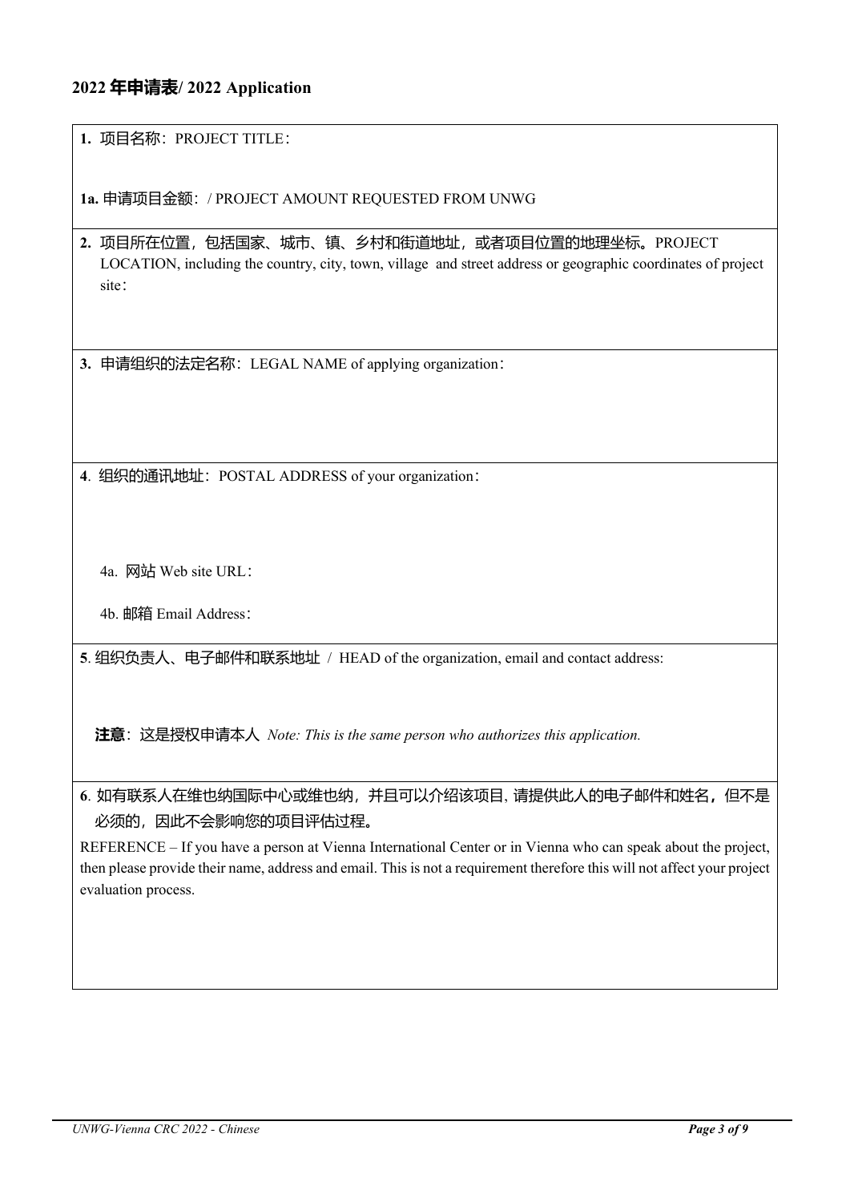## 2022 年申请表/ 2022 Application

**1.** 项目名称：PROJECT TITLE：

**1a.** 申请项目金额：/ PROJECT AMOUNT REQUESTED FROM UNWG

**2.** 项目所在位置，包括国家、城市、镇、乡村和街道地址，或者项目位置的地理坐标。PROJECT LOCATION, including the country, city, town, village and street address or geographic coordinates of project site：

**3.** 申请组织的法定名称：LEGAL NAME of applying organization：

**4**. 组织的通讯地址：POSTAL ADDRESS of your organization：

4a. 网站 Web site URL：

4b. 邮箱 Email Address：

**5**. 组织负责人、电子邮件和联系地址 / HEAD of the organization, email and contact address:

**注意**：这是授权申请本人 *Note: This is the same person who authorizes this application.*

**6**. 如有联系人在维也纳国际中心或维也纳，并且可以介绍该项目, 请提供此人的电子邮件和姓名，但不是必须的，因此不会影响您的项目评估过程。

REFERENCE – If you have a person at Vienna International Center or in Vienna who can speak about the project, then please provide their name, address and email. This is not a requirement therefore this will not affect your project evaluation process.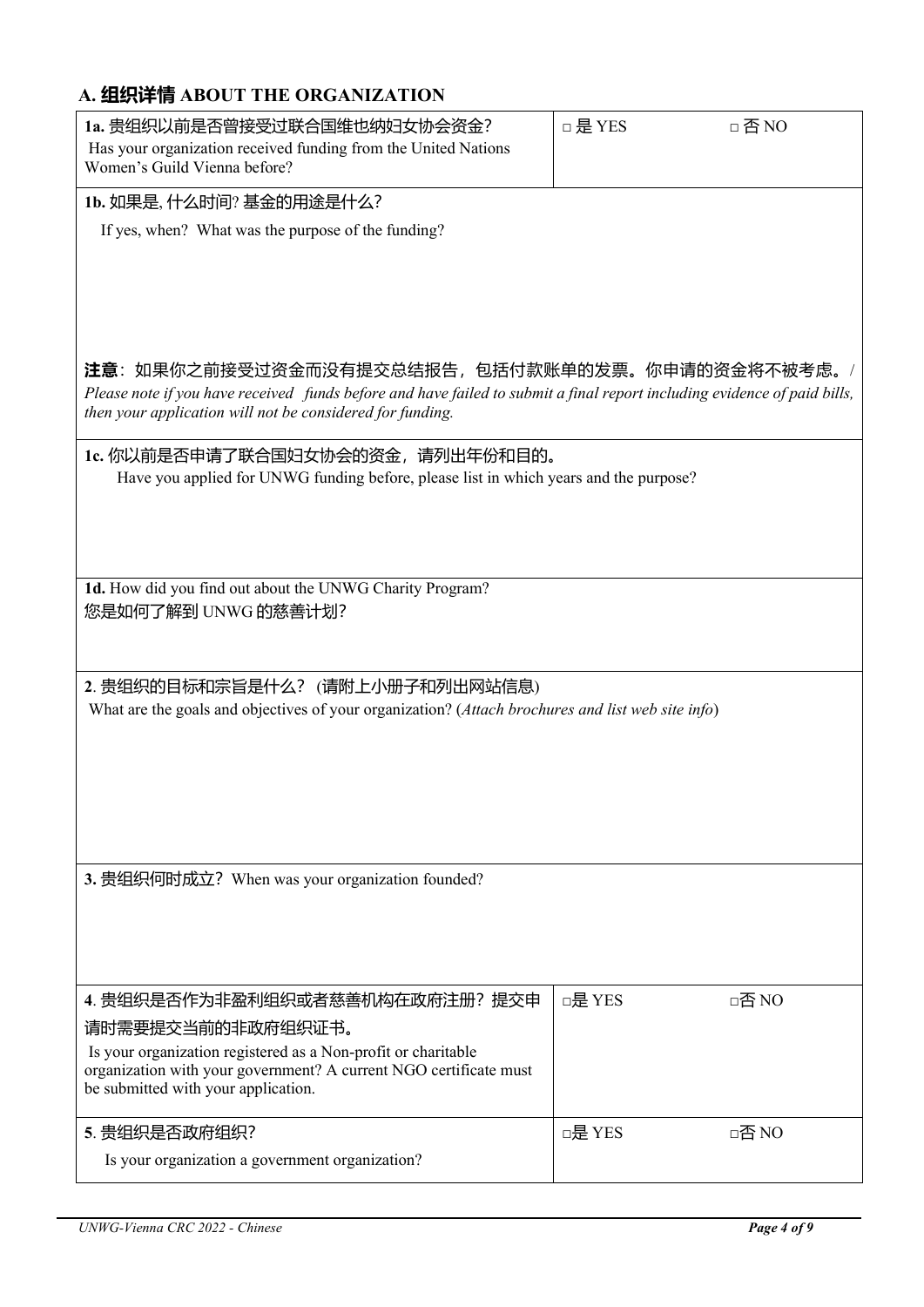## A. 组织详情 ABOUT THE ORGANIZATION

| **1a.** 贵组织以前是否曾接受过联合国维也纳妇女协会资金？<br>Has your organization received funding from the United Nations Women's Guild Vienna before? | □ 是 YES | □ 否 NO |
|---|---|---|

**1b.** 如果是, 什么时间? 基金的用途是什么?

If yes, when? What was the purpose of the funding?

**注意**：如果你之前接受过资金而没有提交总结报告，包括付款账单的发票。你申请的资金将不被考虑。/ *Please note if you have received funds before and have failed to submit a final report including evidence of paid bills, then your application will not be considered for funding.*

**1c.** 你以前是否申请了联合国妇女协会的资金，请列出年份和目的。

Have you applied for UNWG funding before, please list in which years and the purpose?

**1d.** How did you find out about the UNWG Charity Program?

您是如何了解到 UNWG 的慈善计划?

**2**. 贵组织的目标和宗旨是什么？ (请附上小册子和列出网站信息)

What are the goals and objectives of your organization? (*Attach brochures and list web site info*)

**3.** 贵组织何时成立？When was your organization founded?

| **4**. 贵组织是否作为非盈利组织或者慈善机构在政府注册？提交申请时需要提交当前的非政府组织证书。<br>Is your organization registered as a Non-profit or charitable organization with your government? A current NGO certificate must be submitted with your application. | □是 YES | □否 NO |
|---|---|---|
| **5**. 贵组织是否政府组织?<br>Is your organization a government organization? | □是 YES | □否 NO |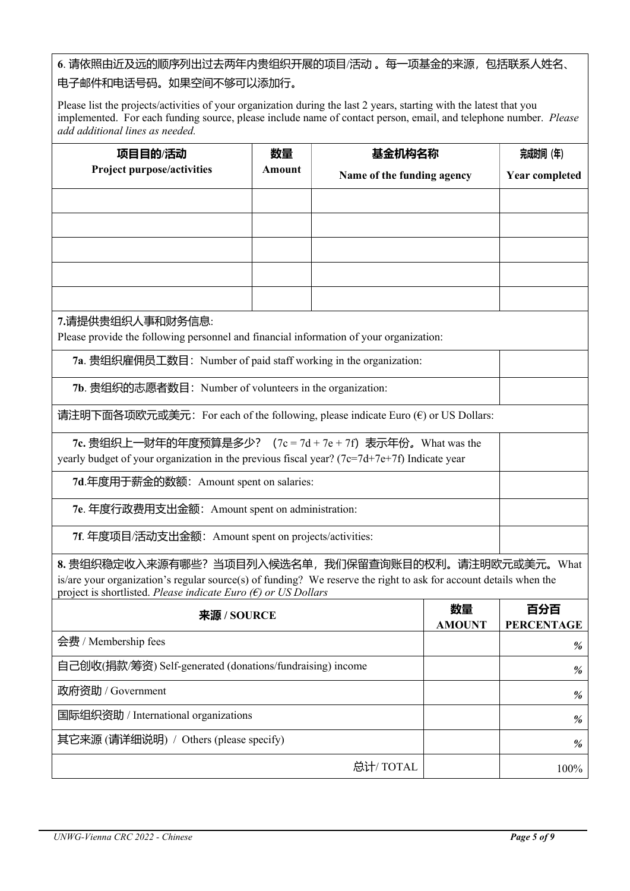**6**. 请依照由近及远的顺序列出过去两年内贵组织开展的项目/活动 。每一项基金的来源，包括联系人姓名、电子邮件和电话号码。如果空间不够可以添加行。

Please list the projects/activities of your organization during the last 2 years, starting with the latest that you implemented. For each funding source, please include name of contact person, email, and telephone number. *Please add additional lines as needed.*

| 项目目的/活动<br>Project purpose/activities | 数量<br>Amount | 基金机构名称<br>Name of the funding agency | 完成时间 (年)<br>Year completed |
|---|---|---|---|
| | | | |
| | | | |
| | | | |
| | | | |
| | | | |

**7.**请提供贵组织人事和财务信息:
Please provide the following personnel and financial information of your organization:

| | |
|---|---|
| **7a**. 贵组织雇佣员工数目：Number of paid staff working in the organization: | |
| **7b**. 贵组织的志愿者数目：Number of volunteers in the organization: | |
| 请注明下面各项欧元或美元：For each of the following, please indicate Euro (€) or US Dollars: | |
| **7c.** 贵组织上一财年的年度预算是多少？ (7c = 7d + 7e + 7f) 表示年份。What was the yearly budget of your organization in the previous fiscal year? (7c=7d+7e+7f) Indicate year | |
| **7d**.年度用于薪金的数额：Amount spent on salaries: | |
| **7e**. 年度行政费用支出金额：Amount spent on administration: | |
| **7f**. 年度项目/活动支出金额：Amount spent on projects/activities: | |

**8.** 贵组织稳定收入来源有哪些？当项目列入候选名单，我们保留查询账目的权利。请注明欧元或美元。What is/are your organization's regular source(s) of funding? We reserve the right to ask for account details when the project is shortlisted. *Please indicate Euro (€) or US Dollars*

| 来源 / SOURCE | 数量<br>AMOUNT | 百分百<br>PERCENTAGE |
|---|---|---|
| 会费 / Membership fees | | *%* |
| 自己创收(捐款/筹资) Self-generated (donations/fundraising) income | | *%* |
| 政府资助 / Government | | *%* |
| 国际组织资助 / International organizations | | *%* |
| 其它来源 (请详细说明) / Others (please specify) | | *%* |
| 总计/ TOTAL | | 100% |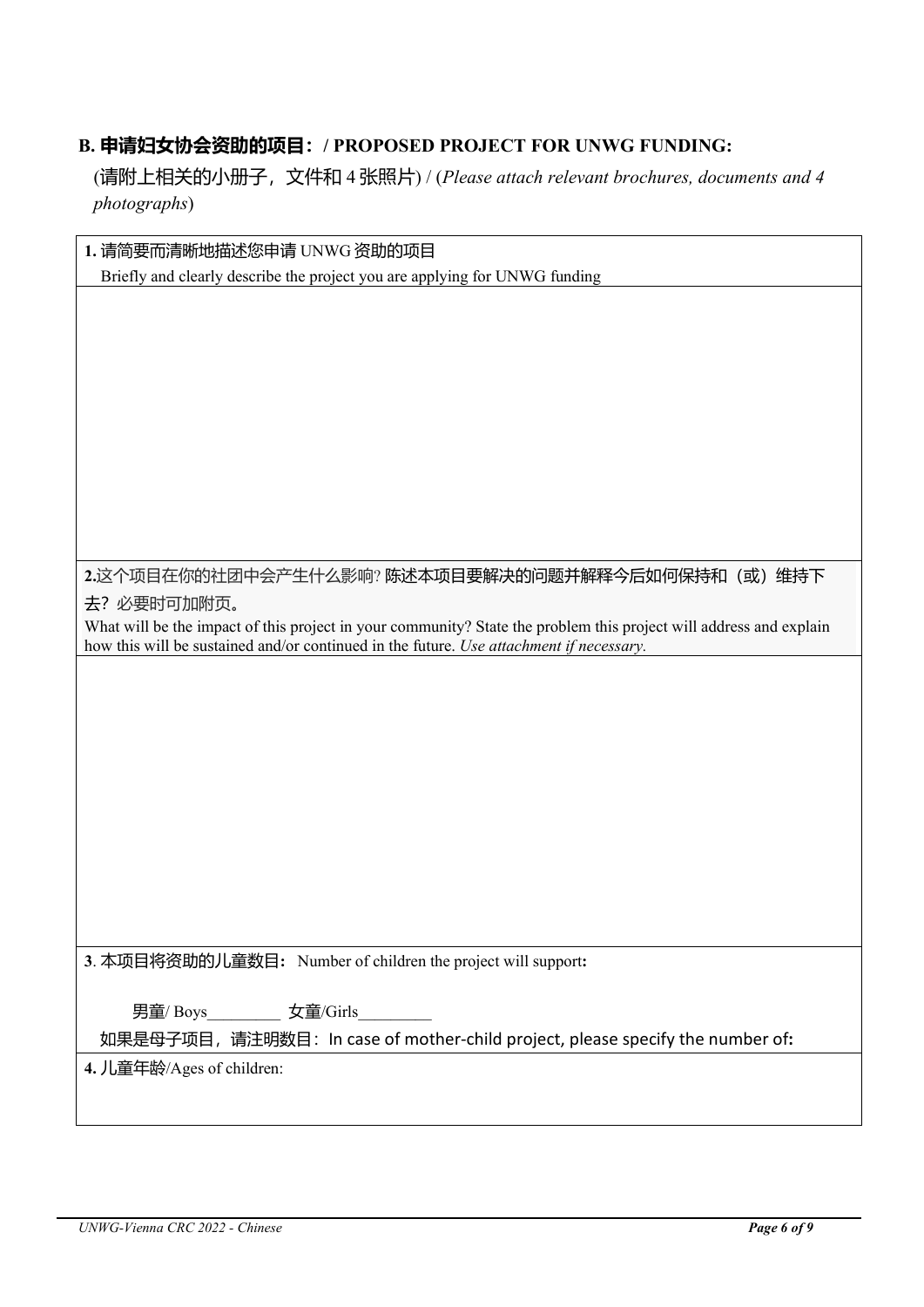## B. 申请妇女协会资助的项目：/ PROPOSED PROJECT FOR UNWG FUNDING:

(请附上相关的小册子，文件和 4 张照片) / (*Please attach relevant brochures, documents and 4 photographs*)

| **1.** 请简要而清晰地描述您申请 UNWG 资助的项目<br>Briefly and clearly describe the project you are applying for UNWG funding |
|---|
| |
| **2.**这个项目在你的社团中会产生什么影响? 陈述本项目要解决的问题并解释今后如何保持和（或）维持下去？必要时可加附页。<br>What will be the impact of this project in your community? State the problem this project will address and explain how this will be sustained and/or continued in the future. *Use attachment if necessary.* |
| |
| **3**. 本项目将资助的儿童数目**:** Number of children the project will support**:**<br><br>男童/ Boys_________ 女童/Girls_________<br>如果是母子项目，请注明数目：In case of mother-child project, please specify the number of**:** |
| **4.** 儿童年龄/Ages of children: |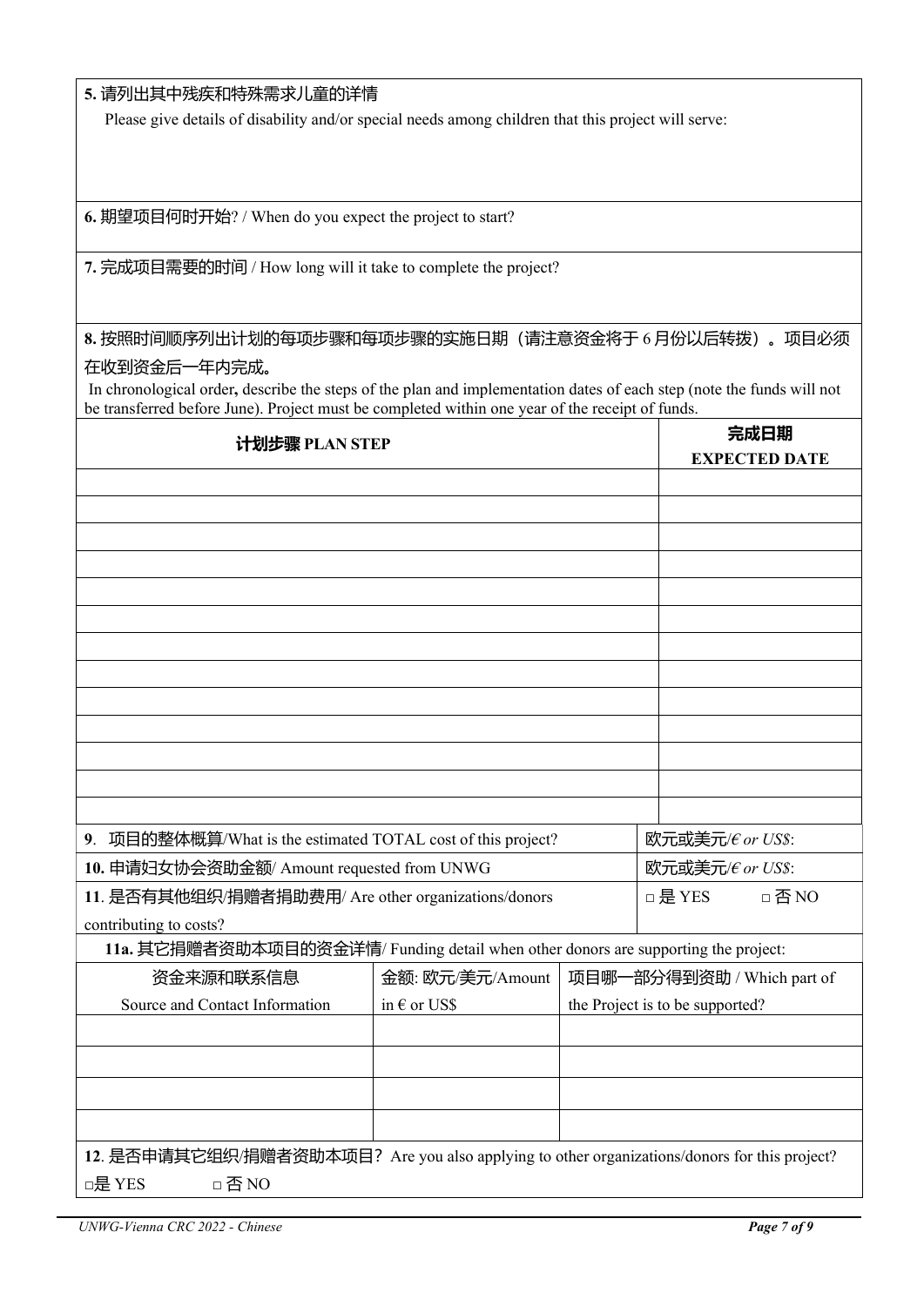**5.** 请列出其中残疾和特殊需求儿童的详情

Please give details of disability and/or special needs among children that this project will serve:

**6.** 期望项目何时开始? / When do you expect the project to start?

**7.** 完成项目需要的时间 / How long will it take to complete the project?

**8.** 按照时间顺序列出计划的每项步骤和每项步骤的实施日期（请注意资金将于 6 月份以后转拨）。项目必须在收到资金后一年内完成。

In chronological order**,** describe the steps of the plan and implementation dates of each step (note the funds will not be transferred before June). Project must be completed within one year of the receipt of funds.

| 计划步骤 PLAN STEP | 完成日期 EXPECTED DATE |
|---|---|
| | |
| | |
| | |
| | |
| | |
| | |
| | |
| | |
| | |
| | |
| | |
| | |
| | |

| | |
|---|---|
| **9**. 项目的整体概算/What is the estimated TOTAL cost of this project? | 欧元或美元/*€ or US$*: |
| **10.** 申请妇女协会资助金额/ Amount requested from UNWG | 欧元或美元/*€ or US$*: |
| **11**. 是否有其他组织/捐赠者捐助费用/ Are other organizations/donors contributing to costs? | □ 是 YES □ 否 NO |

**11a.** 其它捐赠者资助本项目的资金详情/ Funding detail when other donors are supporting the project:

| 资金来源和联系信息 Source and Contact Information | 金额: 欧元/美元/Amount in € or US$ | 项目哪一部分得到资助 / Which part of the Project is to be supported? |
|---|---|---|
| | | |
| | | |
| | | |
| | | |

**12**. 是否申请其它组织/捐赠者资助本项目？Are you also applying to other organizations/donors for this project?

□是 YES □ 否 NO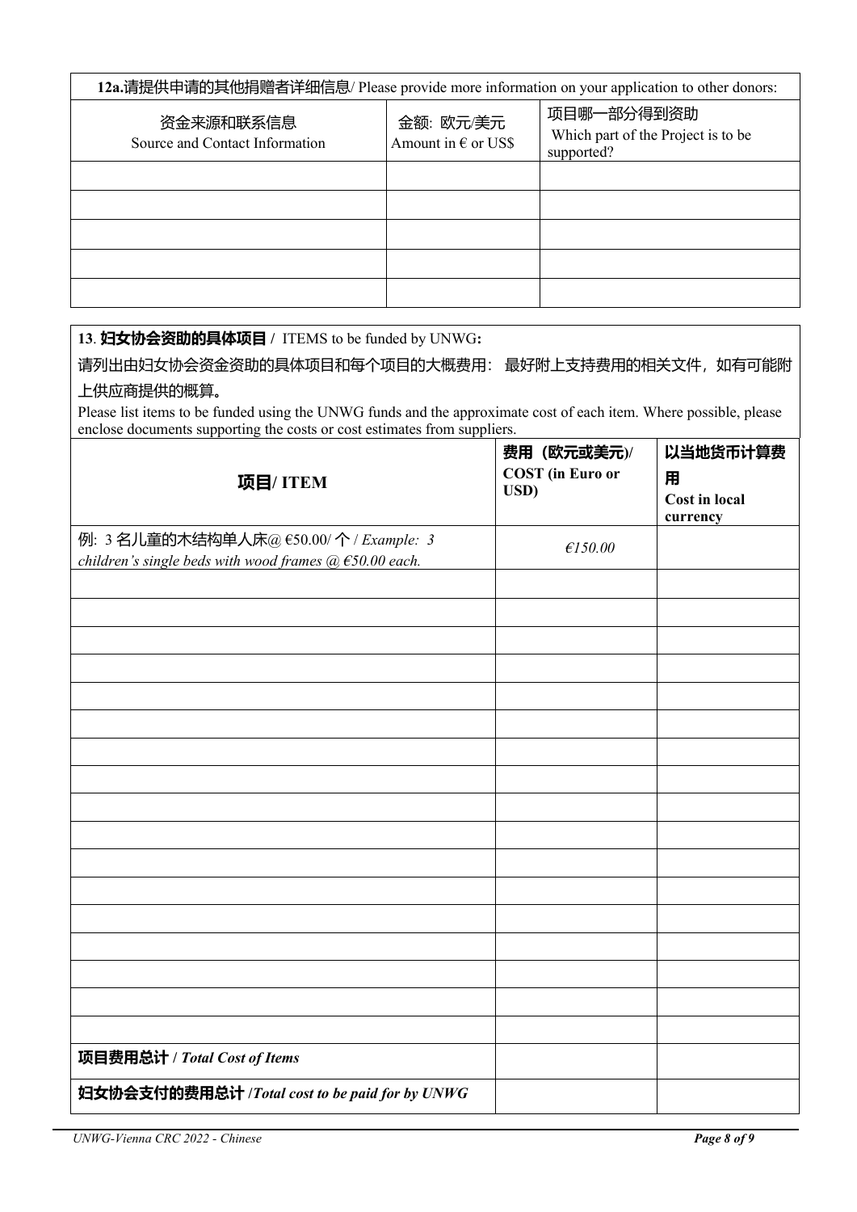| 12a.请提供申请的其他捐赠者详细信息/ Please provide more information on your application to other donors: | | |
|---|---|---|
| 资金来源和联系信息<br>Source and Contact Information | 金额: 欧元/美元<br>Amount in € or US$ | 项目哪一部分得到资助<br>Which part of the Project is to be supported? |
| | | |
| | | |
| | | |
| | | |
| | | |

**13**. **妇女协会资助的具体项目 /** ITEMS to be funded by UNWG**:**

请列出由妇女协会资金资助的具体项目和每个项目的大概费用：最好附上支持费用的相关文件，如有可能附上供应商提供的概算。

Please list items to be funded using the UNWG funds and the approximate cost of each item. Where possible, please enclose documents supporting the costs or cost estimates from suppliers.

| **项目/ ITEM** | **费用（欧元或美元）/ COST (in Euro or USD)** | **以当地货币计算费用 Cost in local currency** |
|---|---|---|
| 例: 3 名儿童的木结构单人床@ €50.00/ 个 / *Example: 3 children's single beds with wood frames @ €50.00 each.* | *€150.00* | |
| | | |
| | | |
| | | |
| | | |
| | | |
| | | |
| | | |
| | | |
| | | |
| | | |
| | | |
| | | |
| | | |
| | | |
| | | |
| | | |
| | | |
| **项目费用总计 /** ***Total Cost of Items*** | | |
| **妇女协会支付的费用总计 /*Total cost to be paid for by UNWG*** | | |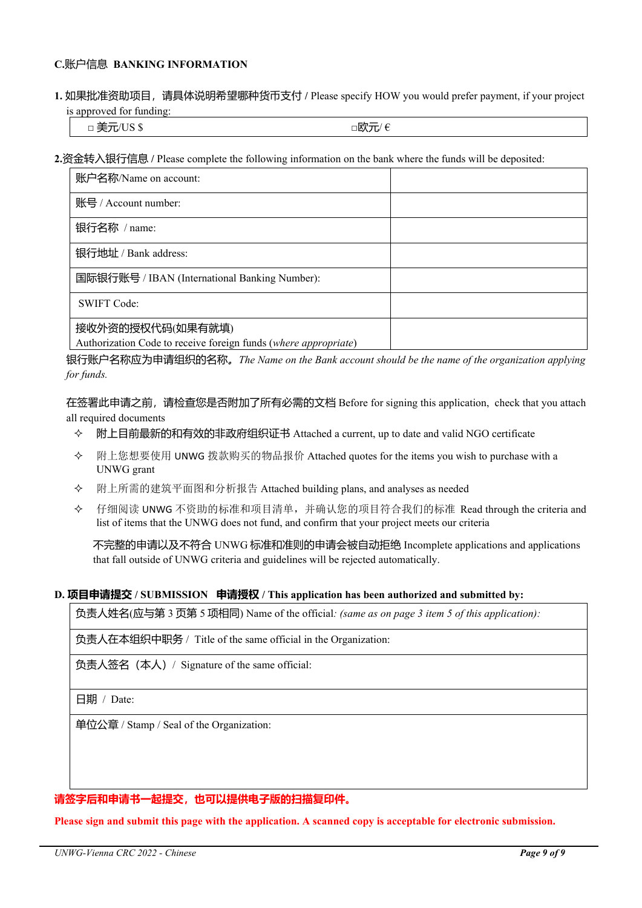**C.账户信息 BANKING INFORMATION**

**1.** 如果批准资助项目，请具体说明希望哪种货币支付 / Please specify HOW you would prefer payment, if your project is approved for funding:

| | |
|---|---|
| □ 美元/US $ | □欧元/ € |

**2.**资金转入银行信息 / Please complete the following information on the bank where the funds will be deposited:

| | |
|---|---|
| 账户名称/Name on account: | |
| 账号 / Account number: | |
| 银行名称 / name: | |
| 银行地址 / Bank address: | |
| 国际银行账号 / IBAN (International Banking Number): | |
| SWIFT Code: | |
| 接收外资的授权代码(如果有就填) Authorization Code to receive foreign funds (*where appropriate*) | |

银行账户名称应为申请组织的名称。*The Name on the Bank account should be the name of the organization applying for funds.*

在签署此申请之前，请检查您是否附加了所有必需的文档 Before for signing this application, check that you attach all required documents

- ✧ 附上目前最新的和有效的非政府组织证书 Attached a current, up to date and valid NGO certificate
- ✧ 附上您想要使用 UNWG 拨款购买的物品报价 Attached quotes for the items you wish to purchase with a UNWG grant
- ✧ 附上所需的建筑平面图和分析报告 Attached building plans, and analyses as needed
- ✧ 仔细阅读 UNWG 不资助的标准和项目清单，并确认您的项目符合我们的标准 Read through the criteria and list of items that the UNWG does not fund, and confirm that your project meets our criteria

不完整的申请以及不符合 UNWG 标准和准则的申请会被自动拒绝 Incomplete applications and applications that fall outside of UNWG criteria and guidelines will be rejected automatically.

**D. 项目申请提交 / SUBMISSION 申请授权 / This application has been authorized and submitted by:**

| |
|---|
| 负责人姓名(应与第 3 页第 5 项相同) Name of the official*: (same as on page 3 item 5 of this application):* |
| 负责人在本组织中职务 / Title of the same official in the Organization: |
| 负责人签名（本人） / Signature of the same official: |
| 日期 / Date: |
| 单位公章 / Stamp / Seal of the Organization: |

**请签字后和申请书一起提交，也可以提供电子版的扫描复印件。**

**Please sign and submit this page with the application. A scanned copy is acceptable for electronic submission.**